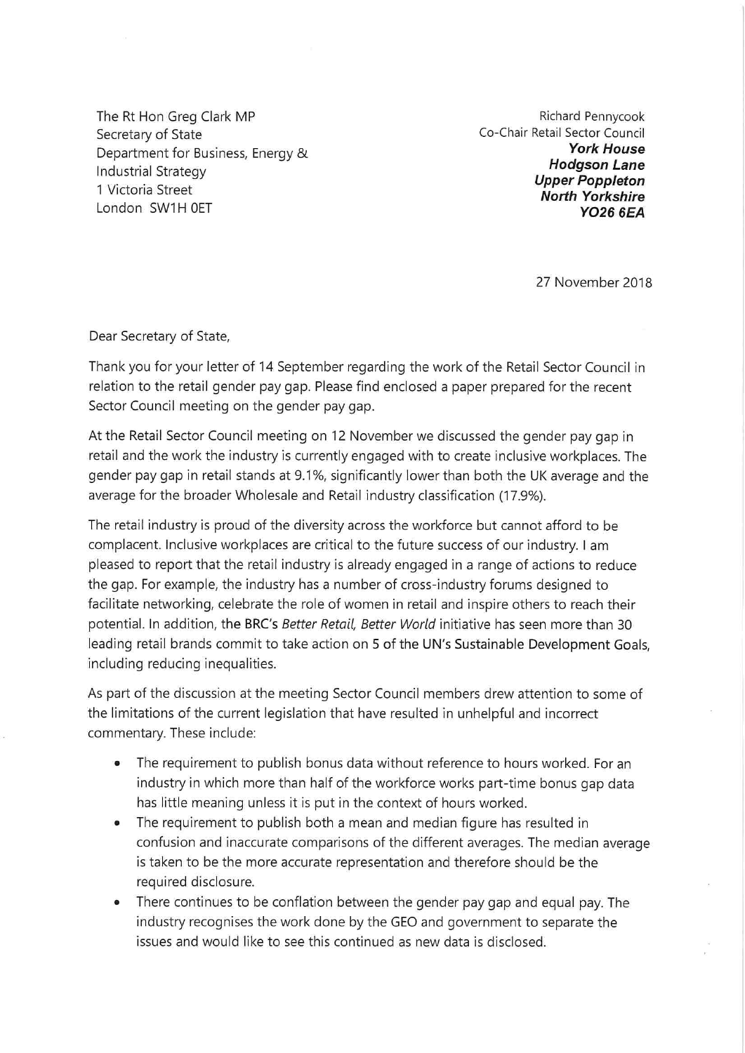The Rt Hon Greg Clark MP
Secretary of State
Department for Business, Energy &
Industrial Strategy
1 Victoria Street
London SW1H 0ET

Richard Pennycook
Co-Chair Retail Sector Council
***York House***
***Hodgson Lane***
***Upper Poppleton***
***North Yorkshire***
***YO26 6EA***

27 November 2018

Dear Secretary of State,

Thank you for your letter of 14 September regarding the work of the Retail Sector Council in relation to the retail gender pay gap. Please find enclosed a paper prepared for the recent Sector Council meeting on the gender pay gap.

At the Retail Sector Council meeting on 12 November we discussed the gender pay gap in retail and the work the industry is currently engaged with to create inclusive workplaces. The gender pay gap in retail stands at 9.1%, significantly lower than both the UK average and the average for the broader Wholesale and Retail industry classification (17.9%).

The retail industry is proud of the diversity across the workforce but cannot afford to be complacent. Inclusive workplaces are critical to the future success of our industry. I am pleased to report that the retail industry is already engaged in a range of actions to reduce the gap. For example, the industry has a number of cross-industry forums designed to facilitate networking, celebrate the role of women in retail and inspire others to reach their potential. In addition, the BRC's *Better Retail, Better World* initiative has seen more than 30 leading retail brands commit to take action on 5 of the UN's Sustainable Development Goals, including reducing inequalities.

As part of the discussion at the meeting Sector Council members drew attention to some of the limitations of the current legislation that have resulted in unhelpful and incorrect commentary. These include:

- The requirement to publish bonus data without reference to hours worked. For an industry in which more than half of the workforce works part-time bonus gap data has little meaning unless it is put in the context of hours worked.
- The requirement to publish both a mean and median figure has resulted in confusion and inaccurate comparisons of the different averages. The median average is taken to be the more accurate representation and therefore should be the required disclosure.
- There continues to be conflation between the gender pay gap and equal pay. The industry recognises the work done by the GEO and government to separate the issues and would like to see this continued as new data is disclosed.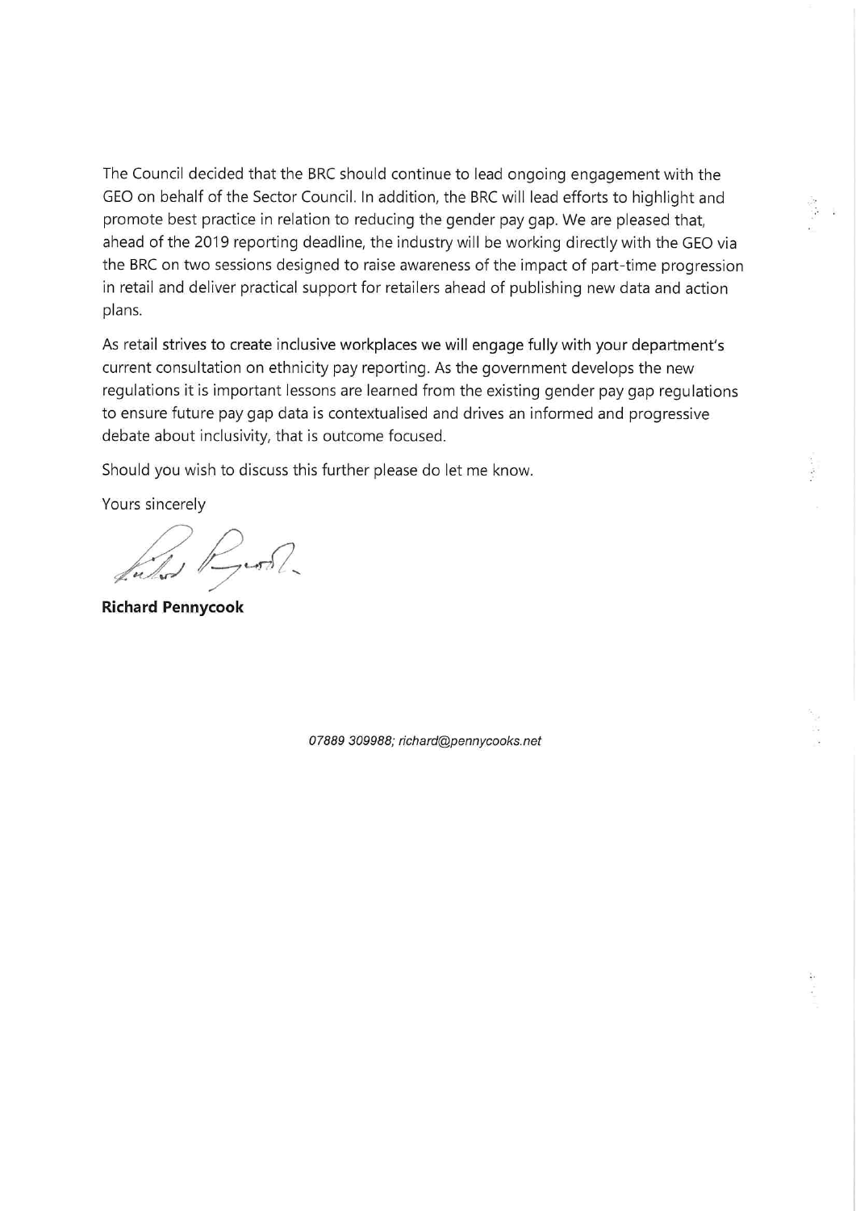The Council decided that the BRC should continue to lead ongoing engagement with the GEO on behalf of the Sector Council. In addition, the BRC will lead efforts to highlight and promote best practice in relation to reducing the gender pay gap. We are pleased that, ahead of the 2019 reporting deadline, the industry will be working directly with the GEO via the BRC on two sessions designed to raise awareness of the impact of part-time progression in retail and deliver practical support for retailers ahead of publishing new data and action plans.

As retail strives to create inclusive workplaces we will engage fully with your department's current consultation on ethnicity pay reporting. As the government develops the new regulations it is important lessons are learned from the existing gender pay gap regulations to ensure future pay gap data is contextualised and drives an informed and progressive debate about inclusivity, that is outcome focused.

Should you wish to discuss this further please do let me know.

Yours sincerely

**Richard Pennycook**

*07889 309988; richard@pennycooks.net*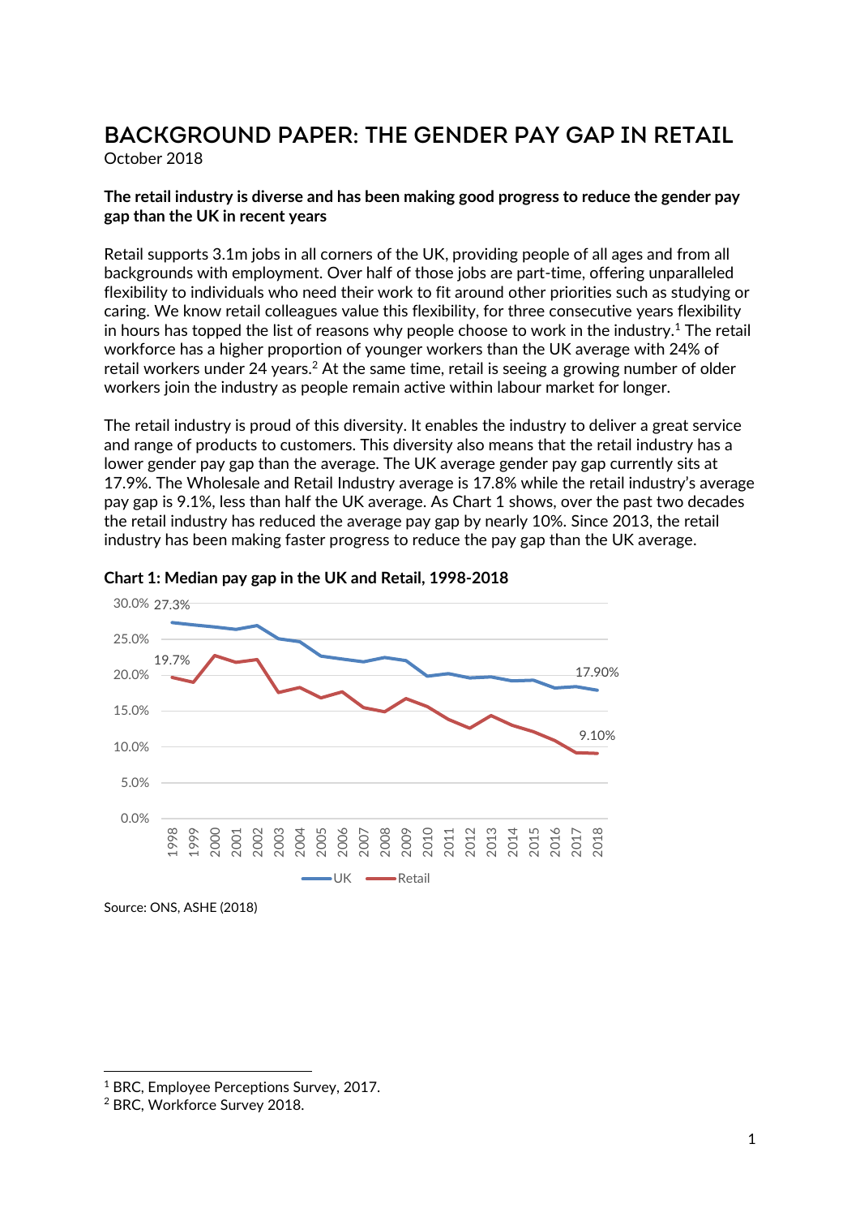# BACKGROUND PAPER: THE GENDER PAY GAP IN RETAIL

October 2018

**The retail industry is diverse and has been making good progress to reduce the gender pay gap than the UK in recent years**

Retail supports 3.1m jobs in all corners of the UK, providing people of all ages and from all backgrounds with employment. Over half of those jobs are part-time, offering unparalleled flexibility to individuals who need their work to fit around other priorities such as studying or caring. We know retail colleagues value this flexibility, for three consecutive years flexibility in hours has topped the list of reasons why people choose to work in the industry.[1] The retail workforce has a higher proportion of younger workers than the UK average with 24% of retail workers under 24 years.[2] At the same time, retail is seeing a growing number of older workers join the industry as people remain active within labour market for longer.

The retail industry is proud of this diversity. It enables the industry to deliver a great service and range of products to customers. This diversity also means that the retail industry has a lower gender pay gap than the average. The UK average gender pay gap currently sits at 17.9%. The Wholesale and Retail Industry average is 17.8% while the retail industry's average pay gap is 9.1%, less than half the UK average. As Chart 1 shows, over the past two decades the retail industry has reduced the average pay gap by nearly 10%. Since 2013, the retail industry has been making faster progress to reduce the pay gap than the UK average.

**Chart 1: Median pay gap in the UK and Retail, 1998-2018**

Source: ONS, ASHE (2018)

[1] BRC, Employee Perceptions Survey, 2017.

[2] BRC, Workforce Survey 2018.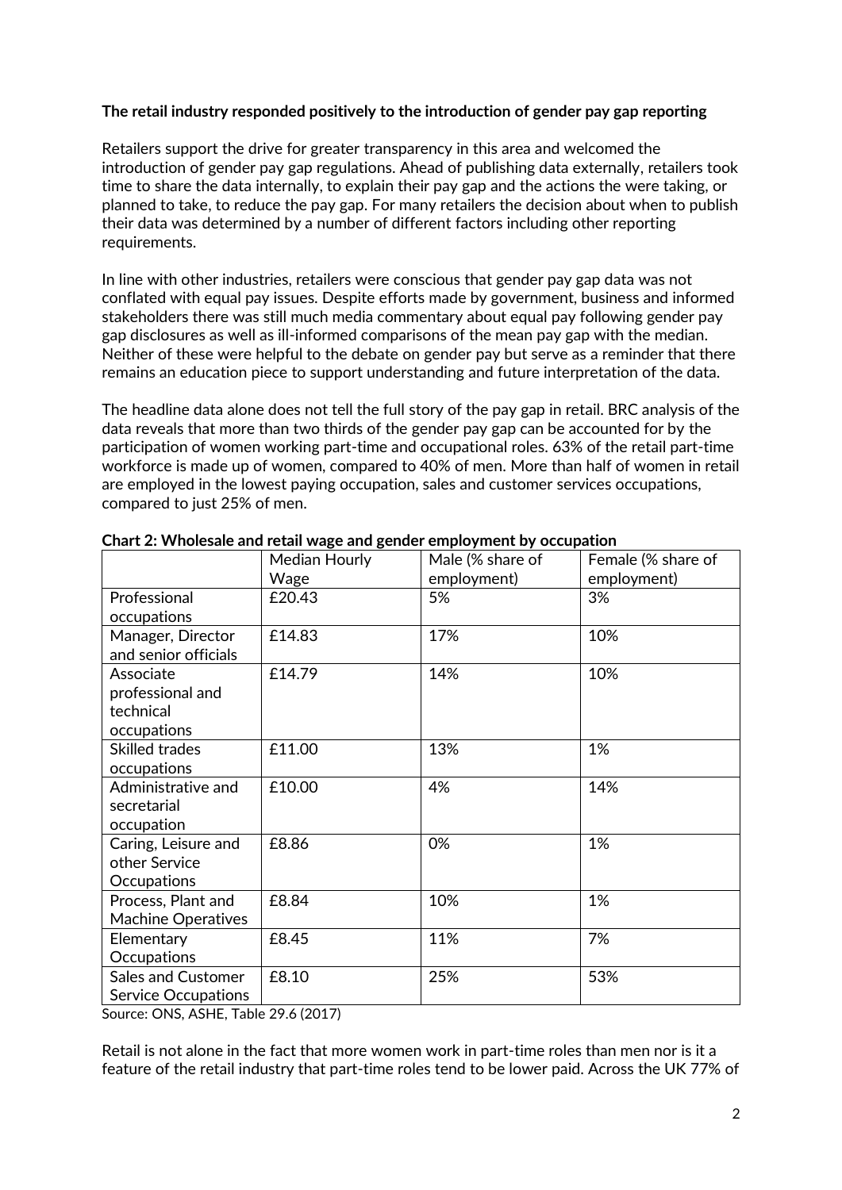**The retail industry responded positively to the introduction of gender pay gap reporting**

Retailers support the drive for greater transparency in this area and welcomed the introduction of gender pay gap regulations. Ahead of publishing data externally, retailers took time to share the data internally, to explain their pay gap and the actions the were taking, or planned to take, to reduce the pay gap. For many retailers the decision about when to publish their data was determined by a number of different factors including other reporting requirements.

In line with other industries, retailers were conscious that gender pay gap data was not conflated with equal pay issues. Despite efforts made by government, business and informed stakeholders there was still much media commentary about equal pay following gender pay gap disclosures as well as ill-informed comparisons of the mean pay gap with the median. Neither of these were helpful to the debate on gender pay but serve as a reminder that there remains an education piece to support understanding and future interpretation of the data.

The headline data alone does not tell the full story of the pay gap in retail. BRC analysis of the data reveals that more than two thirds of the gender pay gap can be accounted for by the participation of women working part-time and occupational roles. 63% of the retail part-time workforce is made up of women, compared to 40% of men. More than half of women in retail are employed in the lowest paying occupation, sales and customer services occupations, compared to just 25% of men.

**Chart 2: Wholesale and retail wage and gender employment by occupation**

| | Median Hourly Wage | Male (% share of employment) | Female (% share of employment) |
|---|---|---|---|
| Professional occupations | £20.43 | 5% | 3% |
| Manager, Director and senior officials | £14.83 | 17% | 10% |
| Associate professional and technical occupations | £14.79 | 14% | 10% |
| Skilled trades occupations | £11.00 | 13% | 1% |
| Administrative and secretarial occupation | £10.00 | 4% | 14% |
| Caring, Leisure and other Service Occupations | £8.86 | 0% | 1% |
| Process, Plant and Machine Operatives | £8.84 | 10% | 1% |
| Elementary Occupations | £8.45 | 11% | 7% |
| Sales and Customer Service Occupations | £8.10 | 25% | 53% |

Source: ONS, ASHE, Table 29.6 (2017)

Retail is not alone in the fact that more women work in part-time roles than men nor is it a feature of the retail industry that part-time roles tend to be lower paid. Across the UK 77% of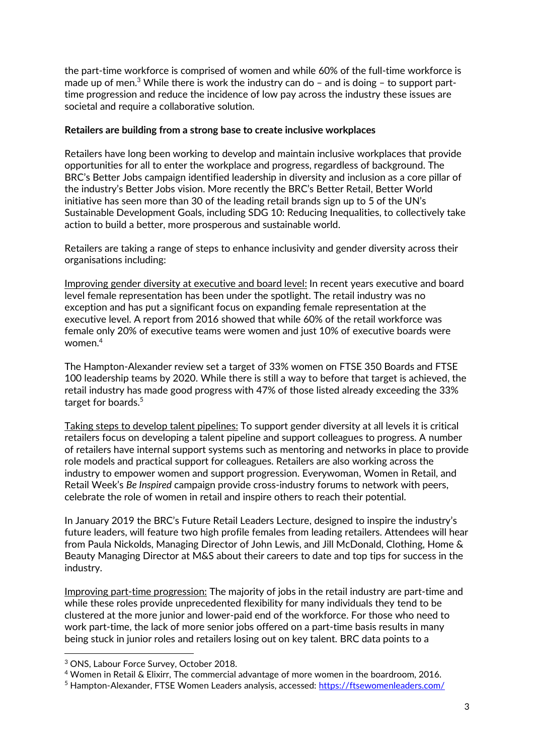the part-time workforce is comprised of women and while 60% of the full-time workforce is made up of men.[3] While there is work the industry can do – and is doing – to support part-time progression and reduce the incidence of low pay across the industry these issues are societal and require a collaborative solution.

**Retailers are building from a strong base to create inclusive workplaces**

Retailers have long been working to develop and maintain inclusive workplaces that provide opportunities for all to enter the workplace and progress, regardless of background. The BRC's Better Jobs campaign identified leadership in diversity and inclusion as a core pillar of the industry's Better Jobs vision. More recently the BRC's Better Retail, Better World initiative has seen more than 30 of the leading retail brands sign up to 5 of the UN's Sustainable Development Goals, including SDG 10: Reducing Inequalities, to collectively take action to build a better, more prosperous and sustainable world.

Retailers are taking a range of steps to enhance inclusivity and gender diversity across their organisations including:

<u>Improving gender diversity at executive and board level:</u> In recent years executive and board level female representation has been under the spotlight. The retail industry was no exception and has put a significant focus on expanding female representation at the executive level. A report from 2016 showed that while 60% of the retail workforce was female only 20% of executive teams were women and just 10% of executive boards were women.[4]

The Hampton-Alexander review set a target of 33% women on FTSE 350 Boards and FTSE 100 leadership teams by 2020. While there is still a way to before that target is achieved, the retail industry has made good progress with 47% of those listed already exceeding the 33% target for boards.[5]

<u>Taking steps to develop talent pipelines:</u> To support gender diversity at all levels it is critical retailers focus on developing a talent pipeline and support colleagues to progress. A number of retailers have internal support systems such as mentoring and networks in place to provide role models and practical support for colleagues. Retailers are also working across the industry to empower women and support progression. Everywoman, Women in Retail, and Retail Week's *Be Inspired* campaign provide cross-industry forums to network with peers, celebrate the role of women in retail and inspire others to reach their potential.

In January 2019 the BRC's Future Retail Leaders Lecture, designed to inspire the industry's future leaders, will feature two high profile females from leading retailers. Attendees will hear from Paula Nickolds, Managing Director of John Lewis, and Jill McDonald, Clothing, Home & Beauty Managing Director at M&S about their careers to date and top tips for success in the industry.

<u>Improving part-time progression:</u> The majority of jobs in the retail industry are part-time and while these roles provide unprecedented flexibility for many individuals they tend to be clustered at the more junior and lower-paid end of the workforce. For those who need to work part-time, the lack of more senior jobs offered on a part-time basis results in many being stuck in junior roles and retailers losing out on key talent. BRC data points to a

---

[3] ONS, Labour Force Survey, October 2018.

[4] Women in Retail & Elixirr, The commercial advantage of more women in the boardroom, 2016.

[5] Hampton-Alexander, FTSE Women Leaders analysis, accessed: https://ftsewomenleaders.com/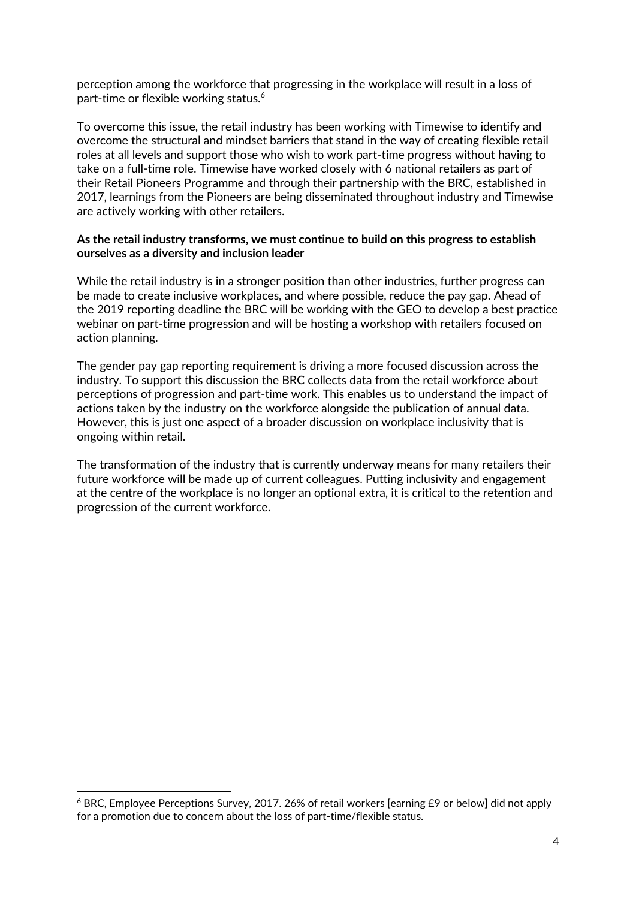perception among the workforce that progressing in the workplace will result in a loss of part-time or flexible working status.[6]

To overcome this issue, the retail industry has been working with Timewise to identify and overcome the structural and mindset barriers that stand in the way of creating flexible retail roles at all levels and support those who wish to work part-time progress without having to take on a full-time role. Timewise have worked closely with 6 national retailers as part of their Retail Pioneers Programme and through their partnership with the BRC, established in 2017, learnings from the Pioneers are being disseminated throughout industry and Timewise are actively working with other retailers.

**As the retail industry transforms, we must continue to build on this progress to establish ourselves as a diversity and inclusion leader**

While the retail industry is in a stronger position than other industries, further progress can be made to create inclusive workplaces, and where possible, reduce the pay gap. Ahead of the 2019 reporting deadline the BRC will be working with the GEO to develop a best practice webinar on part-time progression and will be hosting a workshop with retailers focused on action planning.

The gender pay gap reporting requirement is driving a more focused discussion across the industry. To support this discussion the BRC collects data from the retail workforce about perceptions of progression and part-time work. This enables us to understand the impact of actions taken by the industry on the workforce alongside the publication of annual data. However, this is just one aspect of a broader discussion on workplace inclusivity that is ongoing within retail.

The transformation of the industry that is currently underway means for many retailers their future workforce will be made up of current colleagues. Putting inclusivity and engagement at the centre of the workplace is no longer an optional extra, it is critical to the retention and progression of the current workforce.

---

[6] BRC, Employee Perceptions Survey, 2017. 26% of retail workers [earning £9 or below] did not apply for a promotion due to concern about the loss of part-time/flexible status.